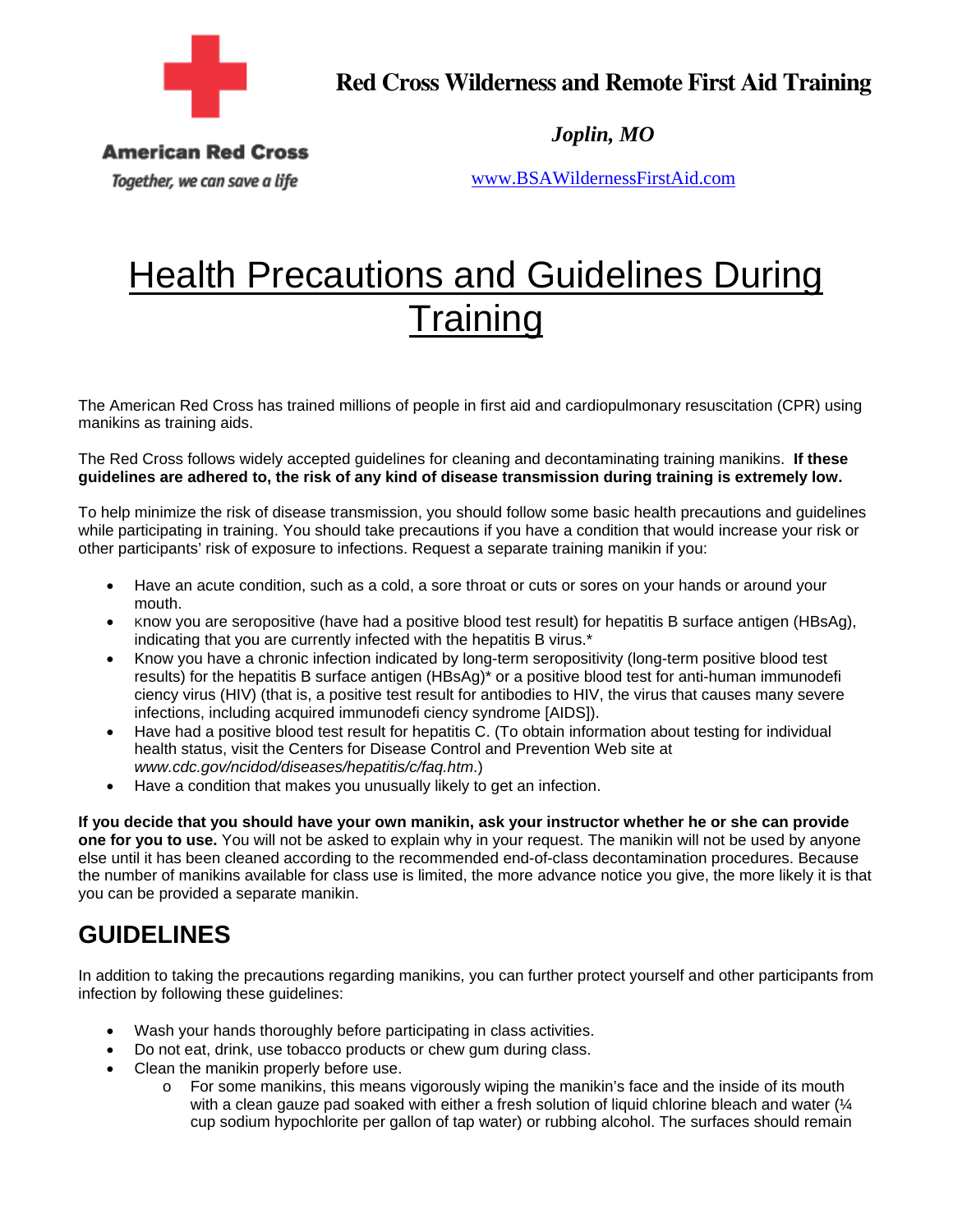American Red Cross

*Together, we can save a life*

**Red Cross Wilderness and Remote First Aid Training**

***Joplin, MO***

www.BSAWildernessFirstAid.com

# Health Precautions and Guidelines During Training

The American Red Cross has trained millions of people in first aid and cardiopulmonary resuscitation (CPR) using manikins as training aids.

The Red Cross follows widely accepted guidelines for cleaning and decontaminating training manikins. **If these guidelines are adhered to, the risk of any kind of disease transmission during training is extremely low.**

To help minimize the risk of disease transmission, you should follow some basic health precautions and guidelines while participating in training. You should take precautions if you have a condition that would increase your risk or other participants' risk of exposure to infections. Request a separate training manikin if you:

- Have an acute condition, such as a cold, a sore throat or cuts or sores on your hands or around your mouth.
- Know you are seropositive (have had a positive blood test result) for hepatitis B surface antigen (HBsAg), indicating that you are currently infected with the hepatitis B virus.*
- Know you have a chronic infection indicated by long-term seropositivity (long-term positive blood test results) for the hepatitis B surface antigen (HBsAg)* or a positive blood test for anti-human immunodefi ciency virus (HIV) (that is, a positive test result for antibodies to HIV, the virus that causes many severe infections, including acquired immunodefi ciency syndrome [AIDS]).
- Have had a positive blood test result for hepatitis C. (To obtain information about testing for individual health status, visit the Centers for Disease Control and Prevention Web site at *www.cdc.gov/ncidod/diseases/hepatitis/c/faq.htm*.)
- Have a condition that makes you unusually likely to get an infection.

**If you decide that you should have your own manikin, ask your instructor whether he or she can provide one for you to use.** You will not be asked to explain why in your request. The manikin will not be used by anyone else until it has been cleaned according to the recommended end-of-class decontamination procedures. Because the number of manikins available for class use is limited, the more advance notice you give, the more likely it is that you can be provided a separate manikin.

## GUIDELINES

In addition to taking the precautions regarding manikins, you can further protect yourself and other participants from infection by following these guidelines:

- Wash your hands thoroughly before participating in class activities.
- Do not eat, drink, use tobacco products or chew gum during class.
- Clean the manikin properly before use.
  - For some manikins, this means vigorously wiping the manikin's face and the inside of its mouth with a clean gauze pad soaked with either a fresh solution of liquid chlorine bleach and water (¼ cup sodium hypochlorite per gallon of tap water) or rubbing alcohol. The surfaces should remain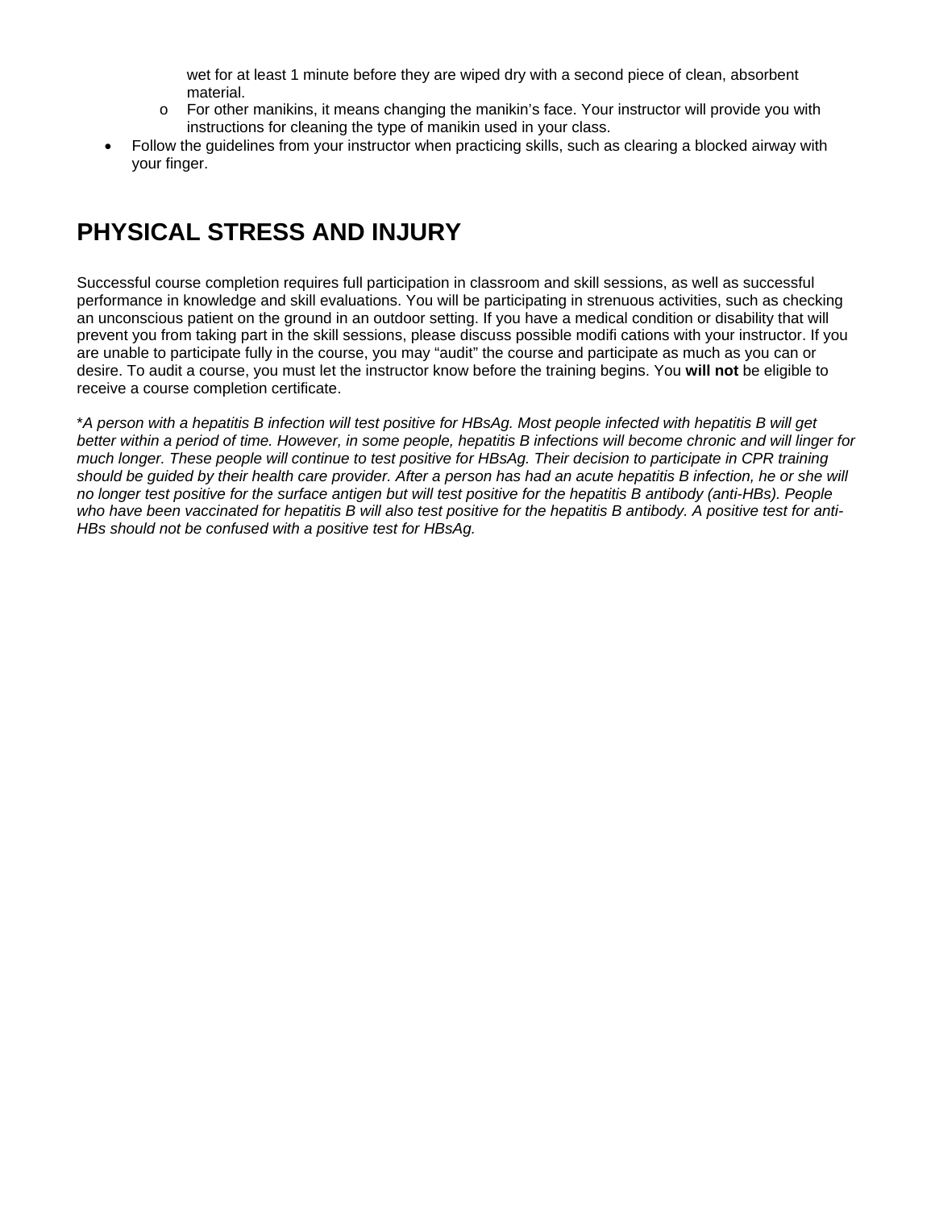wet for at least 1 minute before they are wiped dry with a second piece of clean, absorbent material.
    - For other manikins, it means changing the manikin's face. Your instructor will provide you with instructions for cleaning the type of manikin used in your class.
- Follow the guidelines from your instructor when practicing skills, such as clearing a blocked airway with your finger.

# PHYSICAL STRESS AND INJURY

Successful course completion requires full participation in classroom and skill sessions, as well as successful performance in knowledge and skill evaluations. You will be participating in strenuous activities, such as checking an unconscious patient on the ground in an outdoor setting. If you have a medical condition or disability that will prevent you from taking part in the skill sessions, please discuss possible modifi cations with your instructor. If you are unable to participate fully in the course, you may "audit" the course and participate as much as you can or desire. To audit a course, you must let the instructor know before the training begins. You **will not** be eligible to receive a course completion certificate.

**A person with a hepatitis B infection will test positive for HBsAg. Most people infected with hepatitis B will get better within a period of time. However, in some people, hepatitis B infections will become chronic and will linger for much longer. These people will continue to test positive for HBsAg. Their decision to participate in CPR training should be guided by their health care provider. After a person has had an acute hepatitis B infection, he or she will no longer test positive for the surface antigen but will test positive for the hepatitis B antibody (anti-HBs). People who have been vaccinated for hepatitis B will also test positive for the hepatitis B antibody. A positive test for anti-HBs should not be confused with a positive test for HBsAg.*